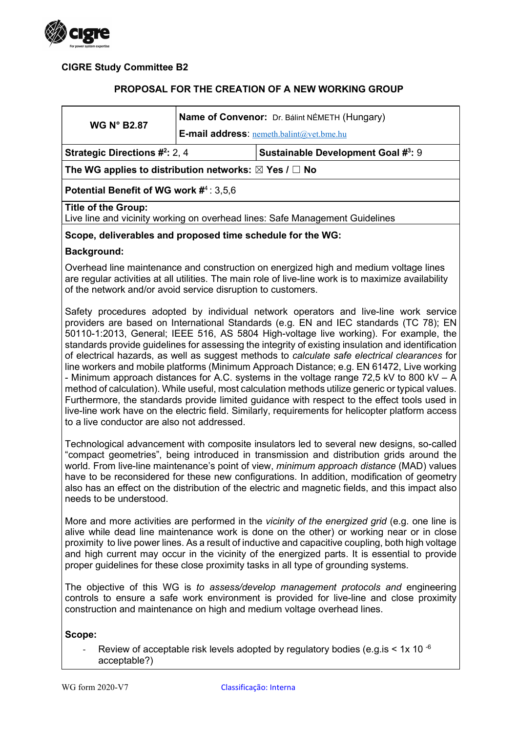**CIGRE Study Committee B2**

**PROPOSAL FOR THE CREATION OF A NEW WORKING GROUP**

| **WG N° B2.87** | **Name of Convenor:** Dr. Bálint NÉMETH (Hungary) **E-mail address**: nemeth.balint@vet.bme.hu |
|---|---|
| **Strategic Directions #[2]:** 2, 4 | **Sustainable Development Goal #[3]:** 9 |
| **The WG applies to distribution networks:** ☒ **Yes** / ☐ **No** | |
| **Potential Benefit of WG work #**[4] : 3,5,6 | |
| **Title of the Group:** Live line and vicinity working on overhead lines: Safe Management Guidelines | |

**Scope, deliverables and proposed time schedule for the WG:**

**Background:**

Overhead line maintenance and construction on energized high and medium voltage lines are regular activities at all utilities. The main role of live-line work is to maximize availability of the network and/or avoid service disruption to customers.

Safety procedures adopted by individual network operators and live-line work service providers are based on International Standards (e.g. EN and IEC standards (TC 78); EN 50110-1:2013, General; IEEE 516, AS 5804 High-voltage live working). For example, the standards provide guidelines for assessing the integrity of existing insulation and identification of electrical hazards, as well as suggest methods to *calculate safe electrical clearances* for line workers and mobile platforms (Minimum Approach Distance; e.g. EN 61472, Live working - Minimum approach distances for A.C. systems in the voltage range 72,5 kV to 800 kV – A method of calculation). While useful, most calculation methods utilize generic or typical values. Furthermore, the standards provide limited guidance with respect to the effect tools used in live-line work have on the electric field. Similarly, requirements for helicopter platform access to a live conductor are also not addressed.

Technological advancement with composite insulators led to several new designs, so-called "compact geometries", being introduced in transmission and distribution grids around the world. From live-line maintenance's point of view, *minimum approach distance* (MAD) values have to be reconsidered for these new configurations. In addition, modification of geometry also has an effect on the distribution of the electric and magnetic fields, and this impact also needs to be understood.

More and more activities are performed in the *vicinity of the energized grid* (e.g. one line is alive while dead line maintenance work is done on the other) or working near or in close proximity to live power lines. As a result of inductive and capacitive coupling, both high voltage and high current may occur in the vicinity of the energized parts. It is essential to provide proper guidelines for these close proximity tasks in all type of grounding systems.

The objective of this WG is *to assess/develop management protocols and* engineering controls to ensure a safe work environment is provided for live-line and close proximity construction and maintenance on high and medium voltage overhead lines.

**Scope:**

- Review of acceptable risk levels adopted by regulatory bodies (e.g.is < 1x $10^{-6}$ acceptable?)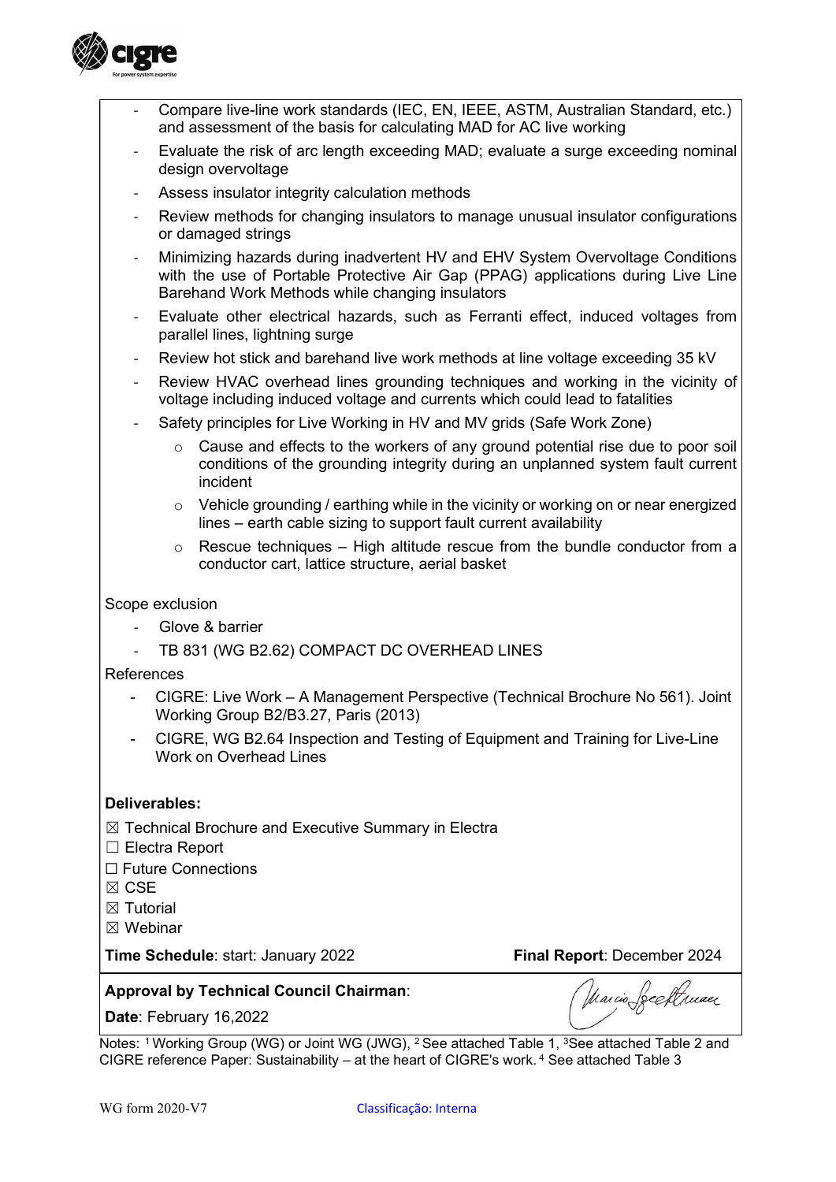- Compare live-line work standards (IEC, EN, IEEE, ASTM, Australian Standard, etc.) and assessment of the basis for calculating MAD for AC live working
- Evaluate the risk of arc length exceeding MAD; evaluate a surge exceeding nominal design overvoltage
- Assess insulator integrity calculation methods
- Review methods for changing insulators to manage unusual insulator configurations or damaged strings
- Minimizing hazards during inadvertent HV and EHV System Overvoltage Conditions with the use of Portable Protective Air Gap (PPAG) applications during Live Line Barehand Work Methods while changing insulators
- Evaluate other electrical hazards, such as Ferranti effect, induced voltages from parallel lines, lightning surge
- Review hot stick and barehand live work methods at line voltage exceeding 35 kV
- Review HVAC overhead lines grounding techniques and working in the vicinity of voltage including induced voltage and currents which could lead to fatalities
- Safety principles for Live Working in HV and MV grids (Safe Work Zone)
  - Cause and effects to the workers of any ground potential rise due to poor soil conditions of the grounding integrity during an unplanned system fault current incident
  - Vehicle grounding / earthing while in the vicinity or working on or near energized lines – earth cable sizing to support fault current availability
  - Rescue techniques – High altitude rescue from the bundle conductor from a conductor cart, lattice structure, aerial basket

Scope exclusion

- Glove & barrier
- TB 831 (WG B2.62) COMPACT DC OVERHEAD LINES

References

- CIGRE: Live Work – A Management Perspective (Technical Brochure No 561). Joint Working Group B2/B3.27, Paris (2013)
- CIGRE, WG B2.64 Inspection and Testing of Equipment and Training for Live-Line Work on Overhead Lines

**Deliverables:**

☒ Technical Brochure and Executive Summary in Electra
☐ Electra Report
☐ Future Connections
☒ CSE
☒ Tutorial
☒ Webinar

**Time Schedule**: start: January 2022 **Final Report**: December 2024

**Approval by Technical Council Chairman**:

**Date**: February 16,2022

Notes: [1] Working Group (WG) or Joint WG (JWG), [2] See attached Table 1, [3]See attached Table 2 and CIGRE reference Paper: Sustainability – at the heart of CIGRE's work. [4] See attached Table 3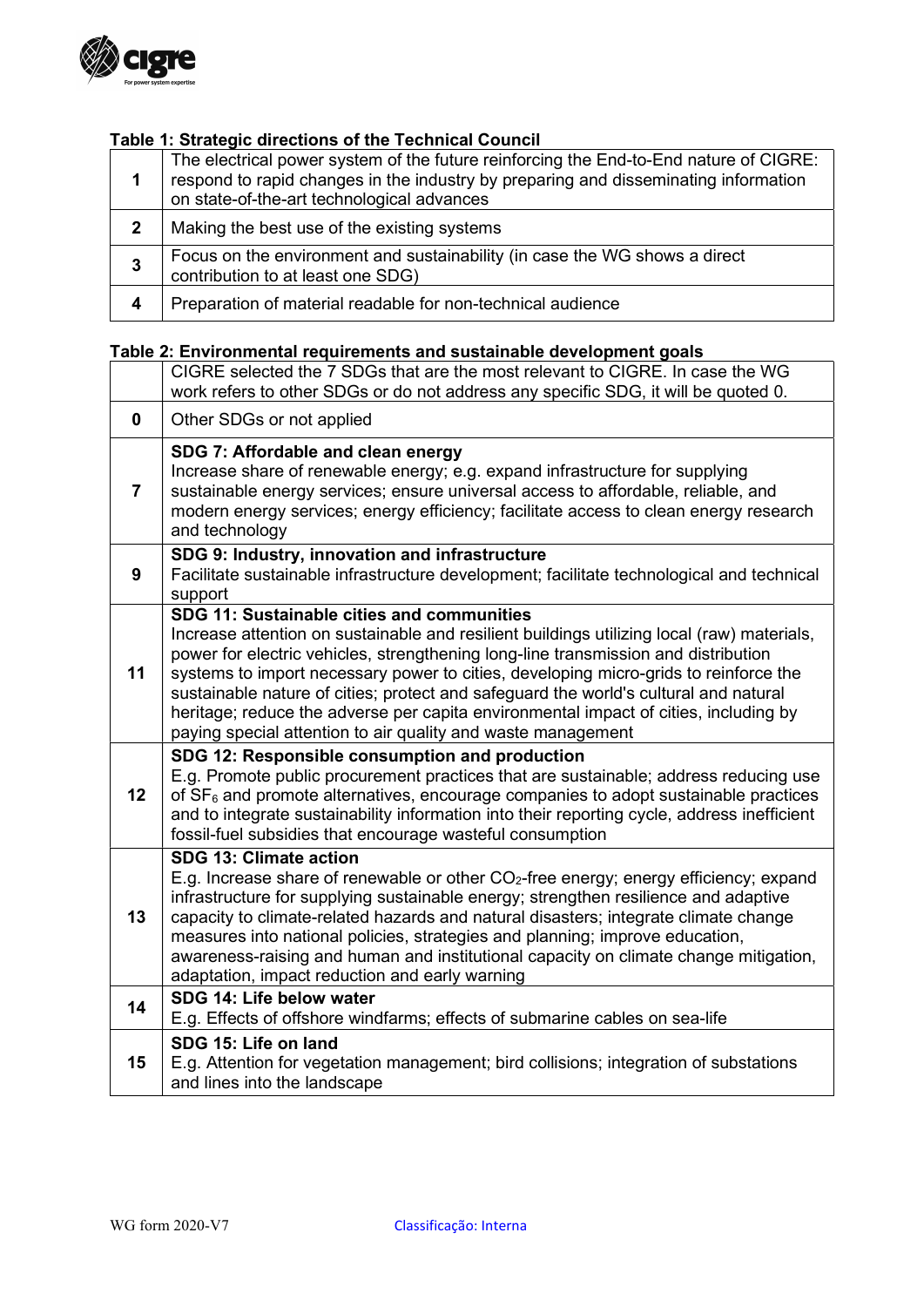**Table 1: Strategic directions of the Technical Council**

| | |
|---|---|
| **1** | The electrical power system of the future reinforcing the End-to-End nature of CIGRE: respond to rapid changes in the industry by preparing and disseminating information on state-of-the-art technological advances |
| **2** | Making the best use of the existing systems |
| **3** | Focus on the environment and sustainability (in case the WG shows a direct contribution to at least one SDG) |
| **4** | Preparation of material readable for non-technical audience |

**Table 2: Environmental requirements and sustainable development goals**

| | CIGRE selected the 7 SDGs that are the most relevant to CIGRE. In case the WG work refers to other SDGs or do not address any specific SDG, it will be quoted 0. |
|---|---|
| **0** | Other SDGs or not applied |
| **7** | **SDG 7: Affordable and clean energy** Increase share of renewable energy; e.g. expand infrastructure for supplying sustainable energy services; ensure universal access to affordable, reliable, and modern energy services; energy efficiency; facilitate access to clean energy research and technology |
| **9** | **SDG 9: Industry, innovation and infrastructure** Facilitate sustainable infrastructure development; facilitate technological and technical support |
| **11** | **SDG 11: Sustainable cities and communities** Increase attention on sustainable and resilient buildings utilizing local (raw) materials, power for electric vehicles, strengthening long-line transmission and distribution systems to import necessary power to cities, developing micro-grids to reinforce the sustainable nature of cities; protect and safeguard the world's cultural and natural heritage; reduce the adverse per capita environmental impact of cities, including by paying special attention to air quality and waste management |
| **12** | **SDG 12: Responsible consumption and production** E.g. Promote public procurement practices that are sustainable; address reducing use of $SF_6$ and promote alternatives, encourage companies to adopt sustainable practices and to integrate sustainability information into their reporting cycle, address inefficient fossil-fuel subsidies that encourage wasteful consumption |
| **13** | **SDG 13: Climate action** E.g. Increase share of renewable or other $CO_2$-free energy; energy efficiency; expand infrastructure for supplying sustainable energy; strengthen resilience and adaptive capacity to climate-related hazards and natural disasters; integrate climate change measures into national policies, strategies and planning; improve education, awareness-raising and human and institutional capacity on climate change mitigation, adaptation, impact reduction and early warning |
| **14** | **SDG 14: Life below water** E.g. Effects of offshore windfarms; effects of submarine cables on sea-life |
| **15** | **SDG 15: Life on land** E.g. Attention for vegetation management; bird collisions; integration of substations and lines into the landscape |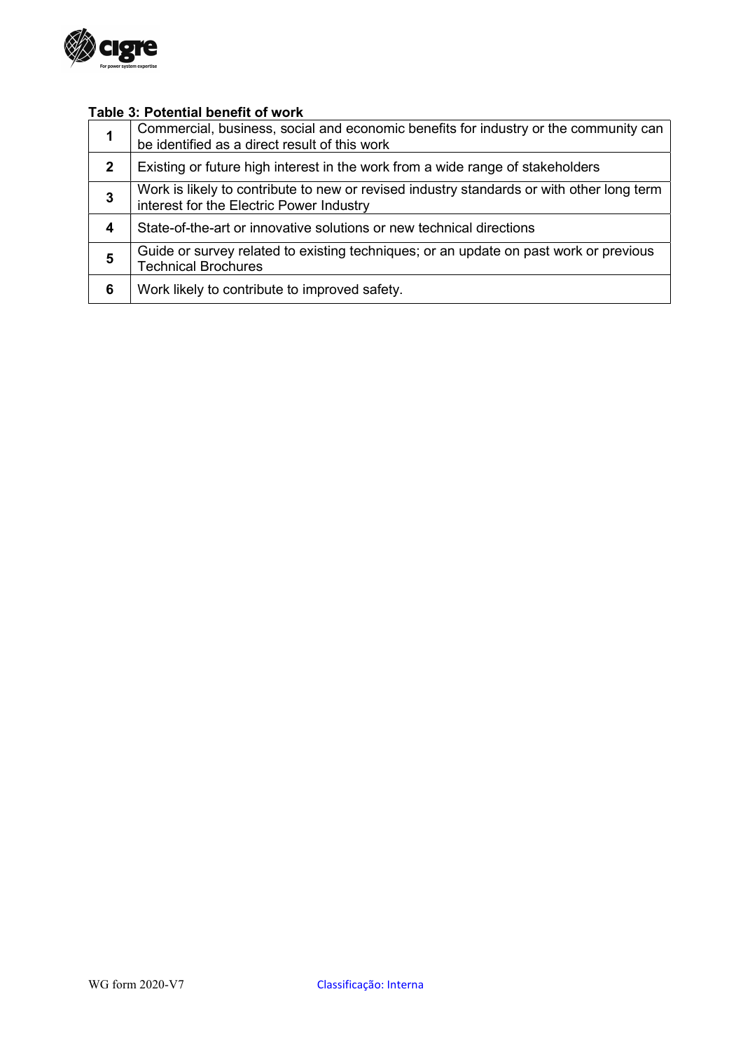**Table 3: Potential benefit of work**

| | |
|---|---|
| **1** | Commercial, business, social and economic benefits for industry or the community can be identified as a direct result of this work |
| **2** | Existing or future high interest in the work from a wide range of stakeholders |
| **3** | Work is likely to contribute to new or revised industry standards or with other long term interest for the Electric Power Industry |
| **4** | State-of-the-art or innovative solutions or new technical directions |
| **5** | Guide or survey related to existing techniques; or an update on past work or previous Technical Brochures |
| **6** | Work likely to contribute to improved safety. |